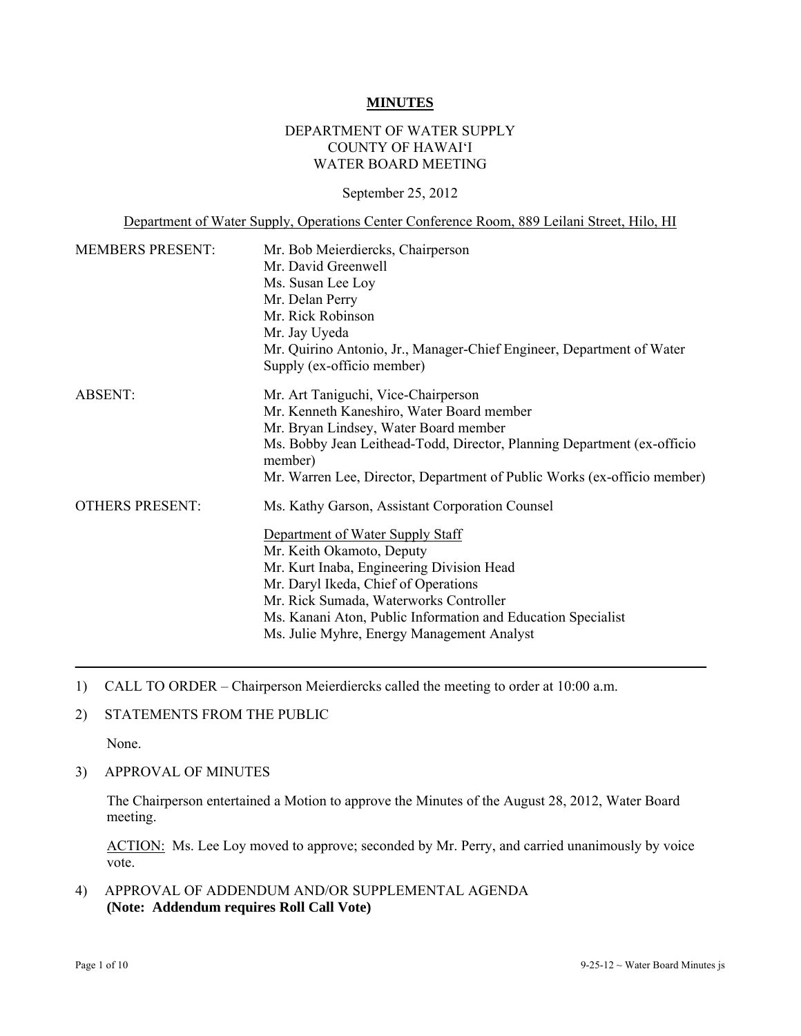# MINUTES

DEPARTMENT OF WATER SUPPLY
COUNTY OF HAWAI'I
WATER BOARD MEETING

September 25, 2012

Department of Water Supply, Operations Center Conference Room, 889 Leilani Street, Hilo, HI

| | |
|---|---|
| MEMBERS PRESENT: | Mr. Bob Meierdiercks, Chairperson<br>Mr. David Greenwell<br>Ms. Susan Lee Loy<br>Mr. Delan Perry<br>Mr. Rick Robinson<br>Mr. Jay Uyeda<br>Mr. Quirino Antonio, Jr., Manager-Chief Engineer, Department of Water Supply (ex-officio member) |
| ABSENT: | Mr. Art Taniguchi, Vice-Chairperson<br>Mr. Kenneth Kaneshiro, Water Board member<br>Mr. Bryan Lindsey, Water Board member<br>Ms. Bobby Jean Leithead-Todd, Director, Planning Department (ex-officio member)<br>Mr. Warren Lee, Director, Department of Public Works (ex-officio member) |
| OTHERS PRESENT: | Ms. Kathy Garson, Assistant Corporation Counsel<br><br>Department of Water Supply Staff<br>Mr. Keith Okamoto, Deputy<br>Mr. Kurt Inaba, Engineering Division Head<br>Mr. Daryl Ikeda, Chief of Operations<br>Mr. Rick Sumada, Waterworks Controller<br>Ms. Kanani Aton, Public Information and Education Specialist<br>Ms. Julie Myhre, Energy Management Analyst |

---

1) CALL TO ORDER – Chairperson Meierdiercks called the meeting to order at 10:00 a.m.

2) STATEMENTS FROM THE PUBLIC

None.

3) APPROVAL OF MINUTES

The Chairperson entertained a Motion to approve the Minutes of the August 28, 2012, Water Board meeting.

ACTION: Ms. Lee Loy moved to approve; seconded by Mr. Perry, and carried unanimously by voice vote.

4) APPROVAL OF ADDENDUM AND/OR SUPPLEMENTAL AGENDA
**(Note: Addendum requires Roll Call Vote)**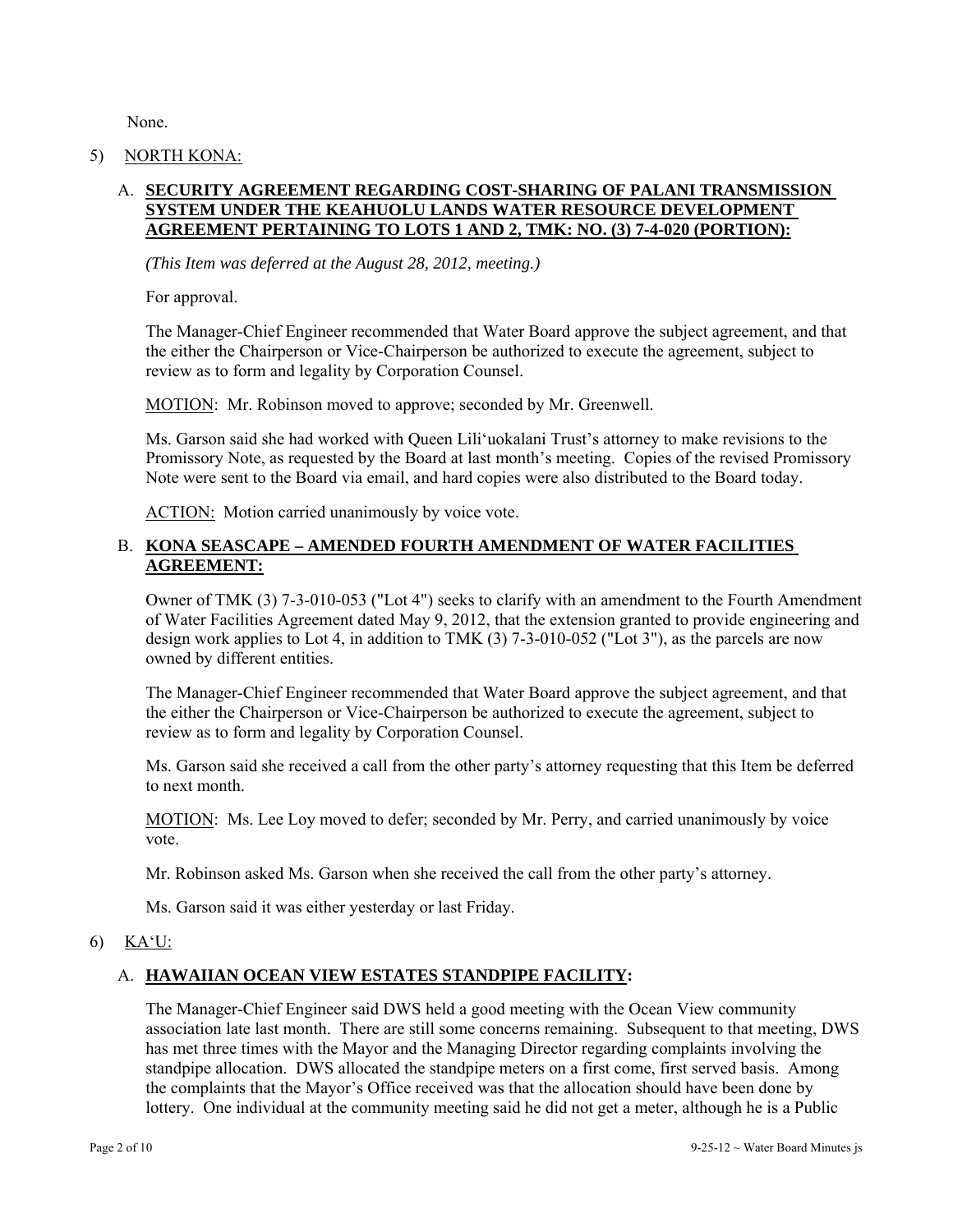None.

5) NORTH KONA:

A. **SECURITY AGREEMENT REGARDING COST-SHARING OF PALANI TRANSMISSION SYSTEM UNDER THE KEAHUOLU LANDS WATER RESOURCE DEVELOPMENT AGREEMENT PERTAINING TO LOTS 1 AND 2, TMK: NO. (3) 7-4-020 (PORTION):**

*(This Item was deferred at the August 28, 2012, meeting.)*

For approval.

The Manager-Chief Engineer recommended that Water Board approve the subject agreement, and that the either the Chairperson or Vice-Chairperson be authorized to execute the agreement, subject to review as to form and legality by Corporation Counsel.

MOTION: Mr. Robinson moved to approve; seconded by Mr. Greenwell.

Ms. Garson said she had worked with Queen Lili'uokalani Trust's attorney to make revisions to the Promissory Note, as requested by the Board at last month's meeting. Copies of the revised Promissory Note were sent to the Board via email, and hard copies were also distributed to the Board today.

ACTION: Motion carried unanimously by voice vote.

B. **KONA SEASCAPE – AMENDED FOURTH AMENDMENT OF WATER FACILITIES AGREEMENT:**

Owner of TMK (3) 7-3-010-053 ("Lot 4") seeks to clarify with an amendment to the Fourth Amendment of Water Facilities Agreement dated May 9, 2012, that the extension granted to provide engineering and design work applies to Lot 4, in addition to TMK (3) 7-3-010-052 ("Lot 3"), as the parcels are now owned by different entities.

The Manager-Chief Engineer recommended that Water Board approve the subject agreement, and that the either the Chairperson or Vice-Chairperson be authorized to execute the agreement, subject to review as to form and legality by Corporation Counsel.

Ms. Garson said she received a call from the other party's attorney requesting that this Item be deferred to next month.

MOTION: Ms. Lee Loy moved to defer; seconded by Mr. Perry, and carried unanimously by voice vote.

Mr. Robinson asked Ms. Garson when she received the call from the other party's attorney.

Ms. Garson said it was either yesterday or last Friday.

6) KA'U:

A. **HAWAIIAN OCEAN VIEW ESTATES STANDPIPE FACILITY:**

The Manager-Chief Engineer said DWS held a good meeting with the Ocean View community association late last month. There are still some concerns remaining. Subsequent to that meeting, DWS has met three times with the Mayor and the Managing Director regarding complaints involving the standpipe allocation. DWS allocated the standpipe meters on a first come, first served basis. Among the complaints that the Mayor's Office received was that the allocation should have been done by lottery. One individual at the community meeting said he did not get a meter, although he is a Public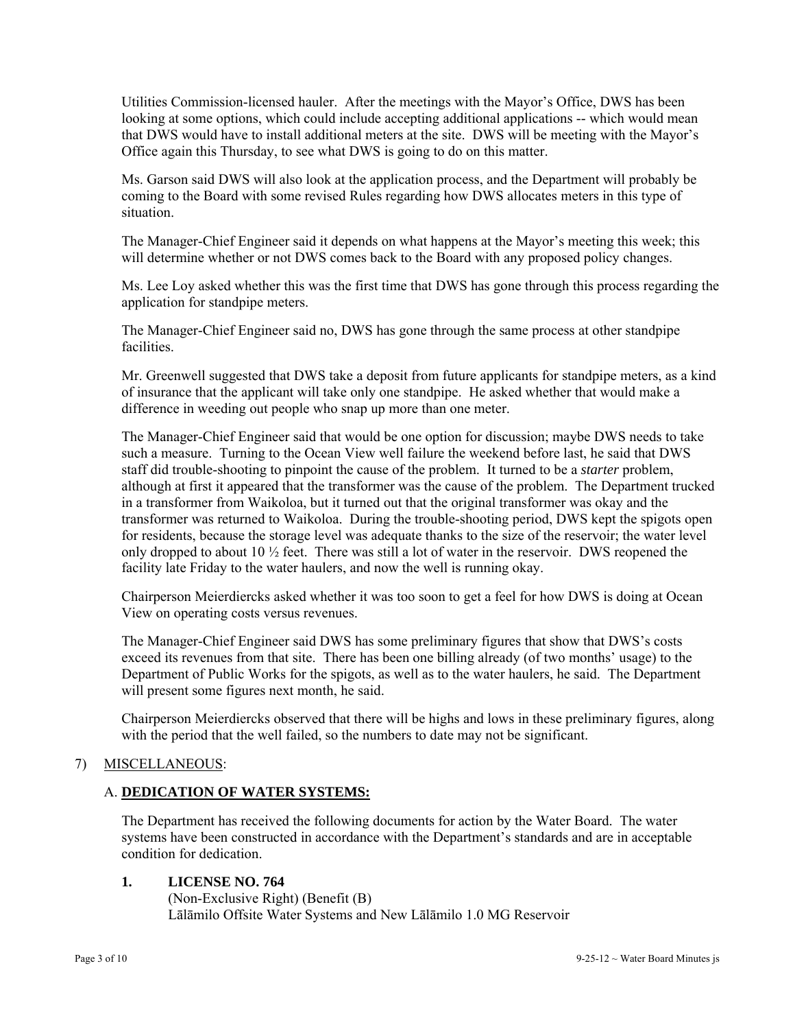Utilities Commission-licensed hauler. After the meetings with the Mayor's Office, DWS has been looking at some options, which could include accepting additional applications -- which would mean that DWS would have to install additional meters at the site. DWS will be meeting with the Mayor's Office again this Thursday, to see what DWS is going to do on this matter.

Ms. Garson said DWS will also look at the application process, and the Department will probably be coming to the Board with some revised Rules regarding how DWS allocates meters in this type of situation.

The Manager-Chief Engineer said it depends on what happens at the Mayor's meeting this week; this will determine whether or not DWS comes back to the Board with any proposed policy changes.

Ms. Lee Loy asked whether this was the first time that DWS has gone through this process regarding the application for standpipe meters.

The Manager-Chief Engineer said no, DWS has gone through the same process at other standpipe facilities.

Mr. Greenwell suggested that DWS take a deposit from future applicants for standpipe meters, as a kind of insurance that the applicant will take only one standpipe. He asked whether that would make a difference in weeding out people who snap up more than one meter.

The Manager-Chief Engineer said that would be one option for discussion; maybe DWS needs to take such a measure. Turning to the Ocean View well failure the weekend before last, he said that DWS staff did trouble-shooting to pinpoint the cause of the problem. It turned to be a *starter* problem, although at first it appeared that the transformer was the cause of the problem. The Department trucked in a transformer from Waikoloa, but it turned out that the original transformer was okay and the transformer was returned to Waikoloa. During the trouble-shooting period, DWS kept the spigots open for residents, because the storage level was adequate thanks to the size of the reservoir; the water level only dropped to about 10 ½ feet. There was still a lot of water in the reservoir. DWS reopened the facility late Friday to the water haulers, and now the well is running okay.

Chairperson Meierdiercks asked whether it was too soon to get a feel for how DWS is doing at Ocean View on operating costs versus revenues.

The Manager-Chief Engineer said DWS has some preliminary figures that show that DWS's costs exceed its revenues from that site. There has been one billing already (of two months' usage) to the Department of Public Works for the spigots, as well as to the water haulers, he said. The Department will present some figures next month, he said.

Chairperson Meierdiercks observed that there will be highs and lows in these preliminary figures, along with the period that the well failed, so the numbers to date may not be significant.

7) MISCELLANEOUS:

A. **DEDICATION OF WATER SYSTEMS:**

The Department has received the following documents for action by the Water Board. The water systems have been constructed in accordance with the Department's standards and are in acceptable condition for dedication.

1. **LICENSE NO. 764**
(Non-Exclusive Right) (Benefit (B)
Lālāmilo Offsite Water Systems and New Lālāmilo 1.0 MG Reservoir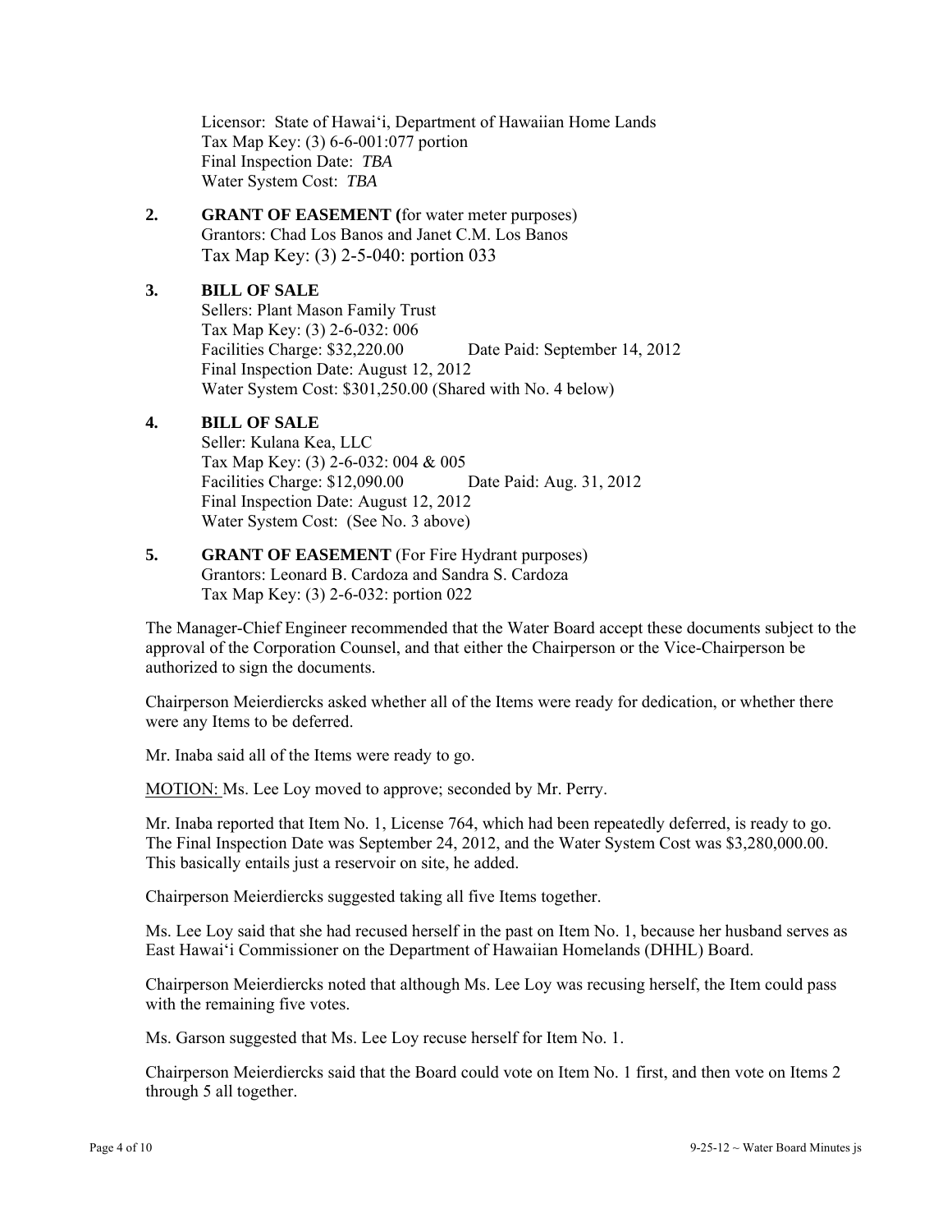Licensor: State of Hawai'i, Department of Hawaiian Home Lands
Tax Map Key: (3) 6-6-001:077 portion
Final Inspection Date: *TBA*
Water System Cost: *TBA*

**2. GRANT OF EASEMENT (**for water meter purposes)
Grantors: Chad Los Banos and Janet C.M. Los Banos
Tax Map Key: (3) 2-5-040: portion 033

**3. BILL OF SALE**
Sellers: Plant Mason Family Trust
Tax Map Key: (3) 2-6-032: 006
Facilities Charge: $32,220.00 Date Paid: September 14, 2012
Final Inspection Date: August 12, 2012
Water System Cost: $301,250.00 (Shared with No. 4 below)

**4. BILL OF SALE**
Seller: Kulana Kea, LLC
Tax Map Key: (3) 2-6-032: 004 & 005
Facilities Charge: $12,090.00 Date Paid: Aug. 31, 2012
Final Inspection Date: August 12, 2012
Water System Cost: (See No. 3 above)

**5. GRANT OF EASEMENT** (For Fire Hydrant purposes)
Grantors: Leonard B. Cardoza and Sandra S. Cardoza
Tax Map Key: (3) 2-6-032: portion 022

The Manager-Chief Engineer recommended that the Water Board accept these documents subject to the approval of the Corporation Counsel, and that either the Chairperson or the Vice-Chairperson be authorized to sign the documents.

Chairperson Meierdiercks asked whether all of the Items were ready for dedication, or whether there were any Items to be deferred.

Mr. Inaba said all of the Items were ready to go.

MOTION: Ms. Lee Loy moved to approve; seconded by Mr. Perry.

Mr. Inaba reported that Item No. 1, License 764, which had been repeatedly deferred, is ready to go. The Final Inspection Date was September 24, 2012, and the Water System Cost was $3,280,000.00. This basically entails just a reservoir on site, he added.

Chairperson Meierdiercks suggested taking all five Items together.

Ms. Lee Loy said that she had recused herself in the past on Item No. 1, because her husband serves as East Hawai'i Commissioner on the Department of Hawaiian Homelands (DHHL) Board.

Chairperson Meierdiercks noted that although Ms. Lee Loy was recusing herself, the Item could pass with the remaining five votes.

Ms. Garson suggested that Ms. Lee Loy recuse herself for Item No. 1.

Chairperson Meierdiercks said that the Board could vote on Item No. 1 first, and then vote on Items 2 through 5 all together.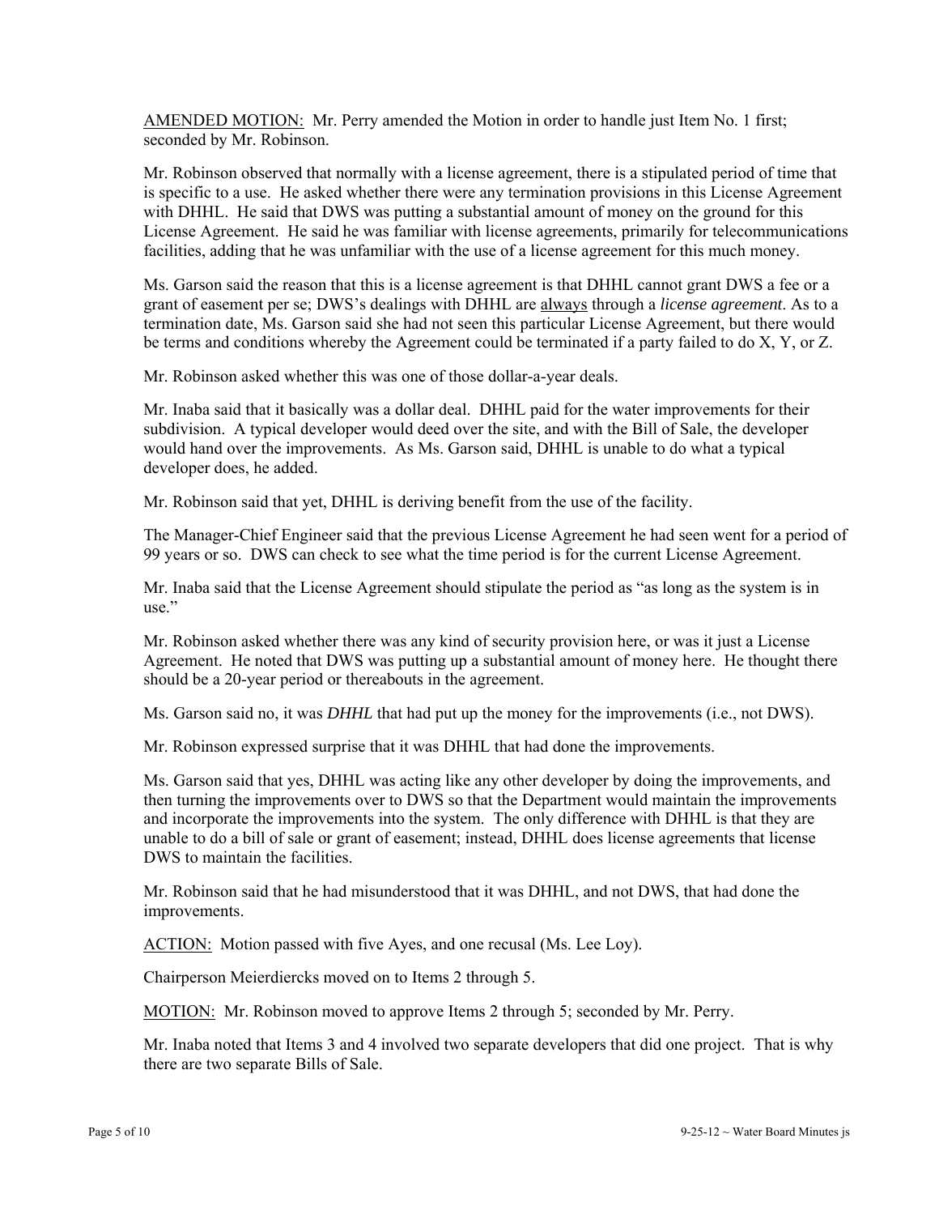<u>AMENDED MOTION:</u> Mr. Perry amended the Motion in order to handle just Item No. 1 first; seconded by Mr. Robinson.

Mr. Robinson observed that normally with a license agreement, there is a stipulated period of time that is specific to a use. He asked whether there were any termination provisions in this License Agreement with DHHL. He said that DWS was putting a substantial amount of money on the ground for this License Agreement. He said he was familiar with license agreements, primarily for telecommunications facilities, adding that he was unfamiliar with the use of a license agreement for this much money.

Ms. Garson said the reason that this is a license agreement is that DHHL cannot grant DWS a fee or a grant of easement per se; DWS's dealings with DHHL are <u>always</u> through a *license agreement*. As to a termination date, Ms. Garson said she had not seen this particular License Agreement, but there would be terms and conditions whereby the Agreement could be terminated if a party failed to do X, Y, or Z.

Mr. Robinson asked whether this was one of those dollar-a-year deals.

Mr. Inaba said that it basically was a dollar deal. DHHL paid for the water improvements for their subdivision. A typical developer would deed over the site, and with the Bill of Sale, the developer would hand over the improvements. As Ms. Garson said, DHHL is unable to do what a typical developer does, he added.

Mr. Robinson said that yet, DHHL is deriving benefit from the use of the facility.

The Manager-Chief Engineer said that the previous License Agreement he had seen went for a period of 99 years or so. DWS can check to see what the time period is for the current License Agreement.

Mr. Inaba said that the License Agreement should stipulate the period as "as long as the system is in use."

Mr. Robinson asked whether there was any kind of security provision here, or was it just a License Agreement. He noted that DWS was putting up a substantial amount of money here. He thought there should be a 20-year period or thereabouts in the agreement.

Ms. Garson said no, it was *DHHL* that had put up the money for the improvements (i.e., not DWS).

Mr. Robinson expressed surprise that it was DHHL that had done the improvements.

Ms. Garson said that yes, DHHL was acting like any other developer by doing the improvements, and then turning the improvements over to DWS so that the Department would maintain the improvements and incorporate the improvements into the system. The only difference with DHHL is that they are unable to do a bill of sale or grant of easement; instead, DHHL does license agreements that license DWS to maintain the facilities.

Mr. Robinson said that he had misunderstood that it was DHHL, and not DWS, that had done the improvements.

<u>ACTION:</u> Motion passed with five Ayes, and one recusal (Ms. Lee Loy).

Chairperson Meierdiercks moved on to Items 2 through 5.

<u>MOTION:</u> Mr. Robinson moved to approve Items 2 through 5; seconded by Mr. Perry.

Mr. Inaba noted that Items 3 and 4 involved two separate developers that did one project. That is why there are two separate Bills of Sale.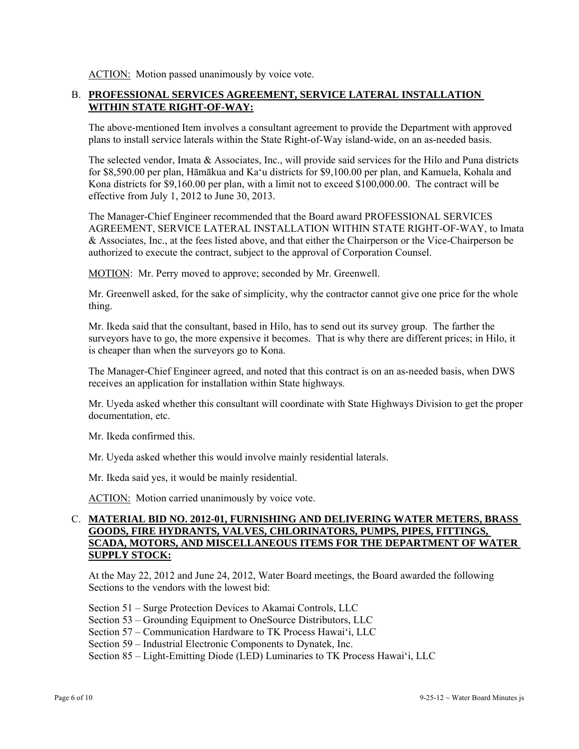ACTION: Motion passed unanimously by voice vote.

B. **PROFESSIONAL SERVICES AGREEMENT, SERVICE LATERAL INSTALLATION WITHIN STATE RIGHT-OF-WAY:**

The above-mentioned Item involves a consultant agreement to provide the Department with approved plans to install service laterals within the State Right-of-Way island-wide, on an as-needed basis.

The selected vendor, Imata & Associates, Inc., will provide said services for the Hilo and Puna districts for $8,590.00 per plan, Hāmākua and Ka'u districts for $9,100.00 per plan, and Kamuela, Kohala and Kona districts for $9,160.00 per plan, with a limit not to exceed $100,000.00. The contract will be effective from July 1, 2012 to June 30, 2013.

The Manager-Chief Engineer recommended that the Board award PROFESSIONAL SERVICES AGREEMENT, SERVICE LATERAL INSTALLATION WITHIN STATE RIGHT-OF-WAY, to Imata & Associates, Inc., at the fees listed above, and that either the Chairperson or the Vice-Chairperson be authorized to execute the contract, subject to the approval of Corporation Counsel.

MOTION: Mr. Perry moved to approve; seconded by Mr. Greenwell.

Mr. Greenwell asked, for the sake of simplicity, why the contractor cannot give one price for the whole thing.

Mr. Ikeda said that the consultant, based in Hilo, has to send out its survey group. The farther the surveyors have to go, the more expensive it becomes. That is why there are different prices; in Hilo, it is cheaper than when the surveyors go to Kona.

The Manager-Chief Engineer agreed, and noted that this contract is on an as-needed basis, when DWS receives an application for installation within State highways.

Mr. Uyeda asked whether this consultant will coordinate with State Highways Division to get the proper documentation, etc.

Mr. Ikeda confirmed this.

Mr. Uyeda asked whether this would involve mainly residential laterals.

Mr. Ikeda said yes, it would be mainly residential.

ACTION: Motion carried unanimously by voice vote.

C. **MATERIAL BID NO. 2012-01, FURNISHING AND DELIVERING WATER METERS, BRASS GOODS, FIRE HYDRANTS, VALVES, CHLORINATORS, PUMPS, PIPES, FITTINGS, SCADA, MOTORS, AND MISCELLANEOUS ITEMS FOR THE DEPARTMENT OF WATER SUPPLY STOCK:**

At the May 22, 2012 and June 24, 2012, Water Board meetings, the Board awarded the following Sections to the vendors with the lowest bid:

Section 51 – Surge Protection Devices to Akamai Controls, LLC
Section 53 – Grounding Equipment to OneSource Distributors, LLC
Section 57 – Communication Hardware to TK Process Hawai'i, LLC
Section 59 – Industrial Electronic Components to Dynatek, Inc.
Section 85 – Light-Emitting Diode (LED) Luminaries to TK Process Hawai'i, LLC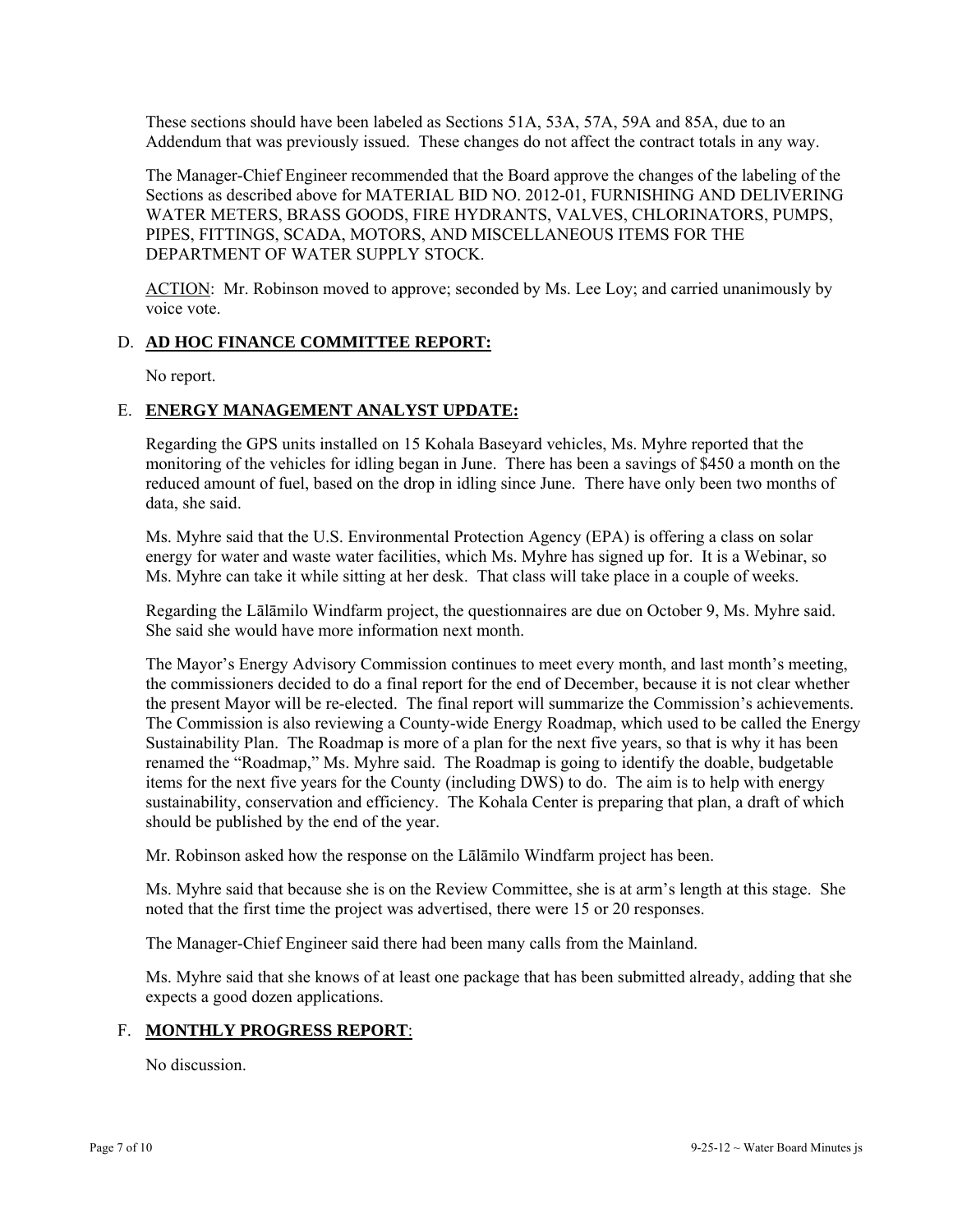These sections should have been labeled as Sections 51A, 53A, 57A, 59A and 85A, due to an Addendum that was previously issued. These changes do not affect the contract totals in any way.

The Manager-Chief Engineer recommended that the Board approve the changes of the labeling of the Sections as described above for MATERIAL BID NO. 2012-01, FURNISHING AND DELIVERING WATER METERS, BRASS GOODS, FIRE HYDRANTS, VALVES, CHLORINATORS, PUMPS, PIPES, FITTINGS, SCADA, MOTORS, AND MISCELLANEOUS ITEMS FOR THE DEPARTMENT OF WATER SUPPLY STOCK.

ACTION: Mr. Robinson moved to approve; seconded by Ms. Lee Loy; and carried unanimously by voice vote.

## D. **AD HOC FINANCE COMMITTEE REPORT:**

No report.

## E. **ENERGY MANAGEMENT ANALYST UPDATE:**

Regarding the GPS units installed on 15 Kohala Baseyard vehicles, Ms. Myhre reported that the monitoring of the vehicles for idling began in June. There has been a savings of $450 a month on the reduced amount of fuel, based on the drop in idling since June. There have only been two months of data, she said.

Ms. Myhre said that the U.S. Environmental Protection Agency (EPA) is offering a class on solar energy for water and waste water facilities, which Ms. Myhre has signed up for. It is a Webinar, so Ms. Myhre can take it while sitting at her desk. That class will take place in a couple of weeks.

Regarding the Lālāmilo Windfarm project, the questionnaires are due on October 9, Ms. Myhre said. She said she would have more information next month.

The Mayor's Energy Advisory Commission continues to meet every month, and last month's meeting, the commissioners decided to do a final report for the end of December, because it is not clear whether the present Mayor will be re-elected. The final report will summarize the Commission's achievements. The Commission is also reviewing a County-wide Energy Roadmap, which used to be called the Energy Sustainability Plan. The Roadmap is more of a plan for the next five years, so that is why it has been renamed the "Roadmap," Ms. Myhre said. The Roadmap is going to identify the doable, budgetable items for the next five years for the County (including DWS) to do. The aim is to help with energy sustainability, conservation and efficiency. The Kohala Center is preparing that plan, a draft of which should be published by the end of the year.

Mr. Robinson asked how the response on the Lālāmilo Windfarm project has been.

Ms. Myhre said that because she is on the Review Committee, she is at arm's length at this stage. She noted that the first time the project was advertised, there were 15 or 20 responses.

The Manager-Chief Engineer said there had been many calls from the Mainland.

Ms. Myhre said that she knows of at least one package that has been submitted already, adding that she expects a good dozen applications.

## F. **MONTHLY PROGRESS REPORT**:

No discussion.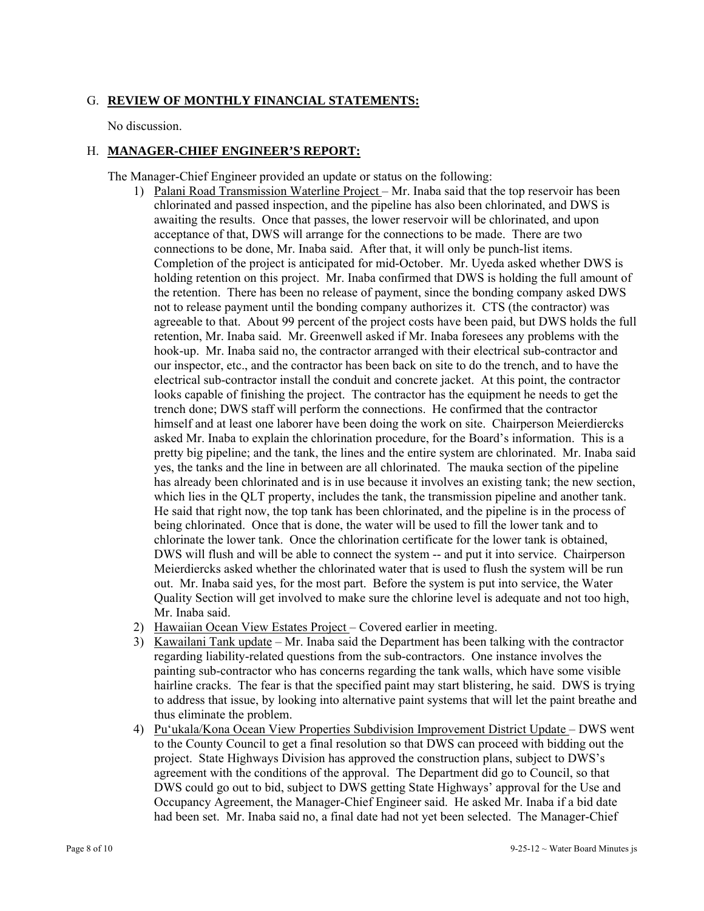G. **REVIEW OF MONTHLY FINANCIAL STATEMENTS:**

No discussion.

H. **MANAGER-CHIEF ENGINEER'S REPORT:**

The Manager-Chief Engineer provided an update or status on the following:

1) Palani Road Transmission Waterline Project – Mr. Inaba said that the top reservoir has been chlorinated and passed inspection, and the pipeline has also been chlorinated, and DWS is awaiting the results. Once that passes, the lower reservoir will be chlorinated, and upon acceptance of that, DWS will arrange for the connections to be made. There are two connections to be done, Mr. Inaba said. After that, it will only be punch-list items. Completion of the project is anticipated for mid-October. Mr. Uyeda asked whether DWS is holding retention on this project. Mr. Inaba confirmed that DWS is holding the full amount of the retention. There has been no release of payment, since the bonding company asked DWS not to release payment until the bonding company authorizes it. CTS (the contractor) was agreeable to that. About 99 percent of the project costs have been paid, but DWS holds the full retention, Mr. Inaba said. Mr. Greenwell asked if Mr. Inaba foresees any problems with the hook-up. Mr. Inaba said no, the contractor arranged with their electrical sub-contractor and our inspector, etc., and the contractor has been back on site to do the trench, and to have the electrical sub-contractor install the conduit and concrete jacket. At this point, the contractor looks capable of finishing the project. The contractor has the equipment he needs to get the trench done; DWS staff will perform the connections. He confirmed that the contractor himself and at least one laborer have been doing the work on site. Chairperson Meierdiercks asked Mr. Inaba to explain the chlorination procedure, for the Board's information. This is a pretty big pipeline; and the tank, the lines and the entire system are chlorinated. Mr. Inaba said yes, the tanks and the line in between are all chlorinated. The mauka section of the pipeline has already been chlorinated and is in use because it involves an existing tank; the new section, which lies in the QLT property, includes the tank, the transmission pipeline and another tank. He said that right now, the top tank has been chlorinated, and the pipeline is in the process of being chlorinated. Once that is done, the water will be used to fill the lower tank and to chlorinate the lower tank. Once the chlorination certificate for the lower tank is obtained, DWS will flush and will be able to connect the system -- and put it into service. Chairperson Meierdiercks asked whether the chlorinated water that is used to flush the system will be run out. Mr. Inaba said yes, for the most part. Before the system is put into service, the Water Quality Section will get involved to make sure the chlorine level is adequate and not too high, Mr. Inaba said.

2) Hawaiian Ocean View Estates Project – Covered earlier in meeting.

3) Kawailani Tank update – Mr. Inaba said the Department has been talking with the contractor regarding liability-related questions from the sub-contractors. One instance involves the painting sub-contractor who has concerns regarding the tank walls, which have some visible hairline cracks. The fear is that the specified paint may start blistering, he said. DWS is trying to address that issue, by looking into alternative paint systems that will let the paint breathe and thus eliminate the problem.

4) Pu'ukala/Kona Ocean View Properties Subdivision Improvement District Update – DWS went to the County Council to get a final resolution so that DWS can proceed with bidding out the project. State Highways Division has approved the construction plans, subject to DWS's agreement with the conditions of the approval. The Department did go to Council, so that DWS could go out to bid, subject to DWS getting State Highways' approval for the Use and Occupancy Agreement, the Manager-Chief Engineer said. He asked Mr. Inaba if a bid date had been set. Mr. Inaba said no, a final date had not yet been selected. The Manager-Chief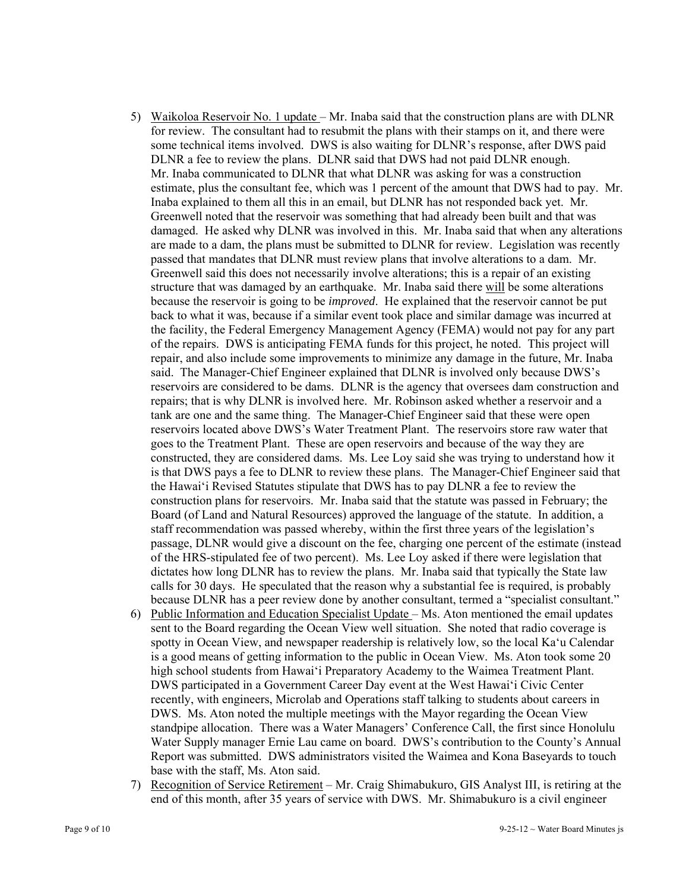5) Waikoloa Reservoir No. 1 update – Mr. Inaba said that the construction plans are with DLNR for review. The consultant had to resubmit the plans with their stamps on it, and there were some technical items involved. DWS is also waiting for DLNR's response, after DWS paid DLNR a fee to review the plans. DLNR said that DWS had not paid DLNR enough. Mr. Inaba communicated to DLNR that what DLNR was asking for was a construction estimate, plus the consultant fee, which was 1 percent of the amount that DWS had to pay. Mr. Inaba explained to them all this in an email, but DLNR has not responded back yet. Mr. Greenwell noted that the reservoir was something that had already been built and that was damaged. He asked why DLNR was involved in this. Mr. Inaba said that when any alterations are made to a dam, the plans must be submitted to DLNR for review. Legislation was recently passed that mandates that DLNR must review plans that involve alterations to a dam. Mr. Greenwell said this does not necessarily involve alterations; this is a repair of an existing structure that was damaged by an earthquake. Mr. Inaba said there will be some alterations because the reservoir is going to be *improved*. He explained that the reservoir cannot be put back to what it was, because if a similar event took place and similar damage was incurred at the facility, the Federal Emergency Management Agency (FEMA) would not pay for any part of the repairs. DWS is anticipating FEMA funds for this project, he noted. This project will repair, and also include some improvements to minimize any damage in the future, Mr. Inaba said. The Manager-Chief Engineer explained that DLNR is involved only because DWS's reservoirs are considered to be dams. DLNR is the agency that oversees dam construction and repairs; that is why DLNR is involved here. Mr. Robinson asked whether a reservoir and a tank are one and the same thing. The Manager-Chief Engineer said that these were open reservoirs located above DWS's Water Treatment Plant. The reservoirs store raw water that goes to the Treatment Plant. These are open reservoirs and because of the way they are constructed, they are considered dams. Ms. Lee Loy said she was trying to understand how it is that DWS pays a fee to DLNR to review these plans. The Manager-Chief Engineer said that the Hawai'i Revised Statutes stipulate that DWS has to pay DLNR a fee to review the construction plans for reservoirs. Mr. Inaba said that the statute was passed in February; the Board (of Land and Natural Resources) approved the language of the statute. In addition, a staff recommendation was passed whereby, within the first three years of the legislation's passage, DLNR would give a discount on the fee, charging one percent of the estimate (instead of the HRS-stipulated fee of two percent). Ms. Lee Loy asked if there were legislation that dictates how long DLNR has to review the plans. Mr. Inaba said that typically the State law calls for 30 days. He speculated that the reason why a substantial fee is required, is probably because DLNR has a peer review done by another consultant, termed a "specialist consultant."

6) Public Information and Education Specialist Update – Ms. Aton mentioned the email updates sent to the Board regarding the Ocean View well situation. She noted that radio coverage is spotty in Ocean View, and newspaper readership is relatively low, so the local Ka'u Calendar is a good means of getting information to the public in Ocean View. Ms. Aton took some 20 high school students from Hawai'i Preparatory Academy to the Waimea Treatment Plant. DWS participated in a Government Career Day event at the West Hawai'i Civic Center recently, with engineers, Microlab and Operations staff talking to students about careers in DWS. Ms. Aton noted the multiple meetings with the Mayor regarding the Ocean View standpipe allocation. There was a Water Managers' Conference Call, the first since Honolulu Water Supply manager Ernie Lau came on board. DWS's contribution to the County's Annual Report was submitted. DWS administrators visited the Waimea and Kona Baseyards to touch base with the staff, Ms. Aton said.

7) Recognition of Service Retirement – Mr. Craig Shimabukuro, GIS Analyst III, is retiring at the end of this month, after 35 years of service with DWS. Mr. Shimabukuro is a civil engineer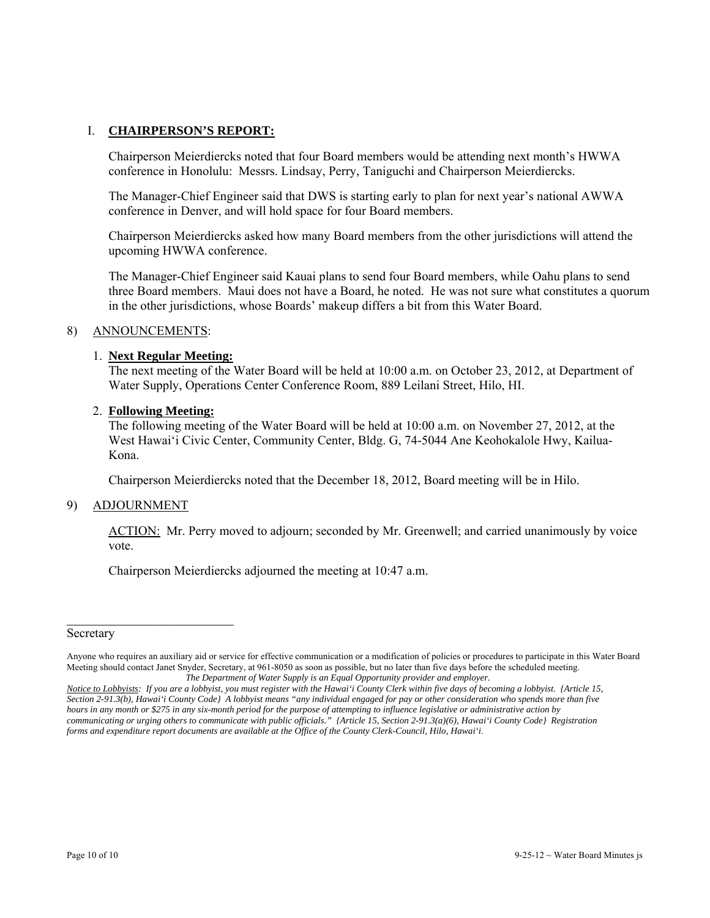I. **CHAIRPERSON'S REPORT:**

Chairperson Meierdiercks noted that four Board members would be attending next month's HWWA conference in Honolulu: Messrs. Lindsay, Perry, Taniguchi and Chairperson Meierdiercks.

The Manager-Chief Engineer said that DWS is starting early to plan for next year's national AWWA conference in Denver, and will hold space for four Board members.

Chairperson Meierdiercks asked how many Board members from the other jurisdictions will attend the upcoming HWWA conference.

The Manager-Chief Engineer said Kauai plans to send four Board members, while Oahu plans to send three Board members. Maui does not have a Board, he noted. He was not sure what constitutes a quorum in the other jurisdictions, whose Boards' makeup differs a bit from this Water Board.

8) ANNOUNCEMENTS:

1. **Next Regular Meeting:**
   The next meeting of the Water Board will be held at 10:00 a.m. on October 23, 2012, at Department of Water Supply, Operations Center Conference Room, 889 Leilani Street, Hilo, HI.

2. **Following Meeting:**
   The following meeting of the Water Board will be held at 10:00 a.m. on November 27, 2012, at the West Hawai'i Civic Center, Community Center, Bldg. G, 74-5044 Ane Keohokalole Hwy, Kailua-Kona.

   Chairperson Meierdiercks noted that the December 18, 2012, Board meeting will be in Hilo.

9) ADJOURNMENT

ACTION: Mr. Perry moved to adjourn; seconded by Mr. Greenwell; and carried unanimously by voice vote.

Chairperson Meierdiercks adjourned the meeting at 10:47 a.m.

\_\_\_\_\_\_\_\_\_\_\_\_\_\_\_\_\_\_\_\_\_\_\_\_\_\_\_

Secretary

Anyone who requires an auxiliary aid or service for effective communication or a modification of policies or procedures to participate in this Water Board Meeting should contact Janet Snyder, Secretary, at 961-8050 as soon as possible, but no later than five days before the scheduled meeting.

*The Department of Water Supply is an Equal Opportunity provider and employer.*

*Notice to Lobbyists: If you are a lobbyist, you must register with the Hawai'i County Clerk within five days of becoming a lobbyist. {Article 15, Section 2-91.3(b), Hawai'i County Code} A lobbyist means "any individual engaged for pay or other consideration who spends more than five hours in any month or $275 in any six-month period for the purpose of attempting to influence legislative or administrative action by communicating or urging others to communicate with public officials." {Article 15, Section 2-91.3(a)(6), Hawai'i County Code} Registration forms and expenditure report documents are available at the Office of the County Clerk-Council, Hilo, Hawai'i.*